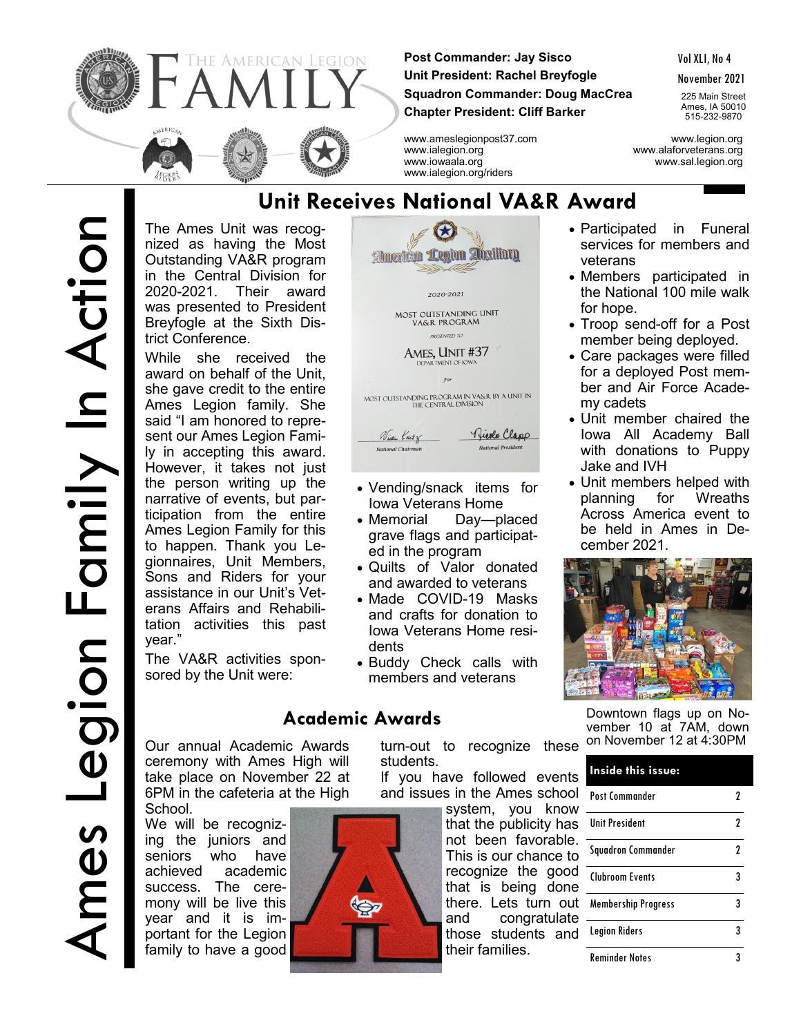# The American Legion FAMILY

**Post Commander: Jay Sisco**
**Unit President: Rachel Breyfogle**
**Squadron Commander: Doug MacCrea**
**Chapter President: Cliff Barker**

Vol XLI, No 4
November 2021

225 Main Street
Ames, IA 50010
515-232-9870

www.ameslegionpost37.com
www.ialegion.org
www.iowaala.org
www.ialegion.org/riders

www.legion.org
www.alaforveterans.org
www.sal.legion.org

Ames Legion Family In Action

## Unit Receives National VA&R Award

The Ames Unit was recognized as having the Most Outstanding VA&R program in the Central Division for 2020-2021. Their award was presented to President Breyfogle at the Sixth District Conference.

While she received the award on behalf of the Unit, she gave credit to the entire Ames Legion family. She said "I am honored to represent our Ames Legion Family in accepting this award. However, it takes not just the person writing up the narrative of events, but participation from the entire Ames Legion Family for this to happen. Thank you Legionnaires, Unit Members, Sons and Riders for your assistance in our Unit's Veterans Affairs and Rehabilitation activities this past year."

The VA&R activities sponsored by the Unit were:

- Vending/snack items for Iowa Veterans Home
- Memorial Day—placed grave flags and participated in the program
- Quilts of Valor donated and awarded to veterans
- Made COVID-19 Masks and crafts for donation to Iowa Veterans Home residents
- Buddy Check calls with members and veterans
- Participated in Funeral services for members and veterans
- Members participated in the National 100 mile walk for hope.
- Troop send-off for a Post member being deployed.
- Care packages were filled for a deployed Post member and Air Force Academy cadets
- Unit member chaired the Iowa All Academy Ball with donations to Puppy Jake and IVH
- Unit members helped with planning for Wreaths Across America event to be held in Ames in December 2021.

## Academic Awards

Our annual Academic Awards ceremony with Ames High will take place on November 22 at 6PM in the cafeteria at the High School.

We will be recognizing the juniors and seniors who have achieved academic success. The ceremony will be live this year and it is important for the Legion family to have a good turn-out to recognize these students.

If you have followed events and issues in the Ames school system, you know that the publicity has not been favorable. This is our chance to recognize the good that is being done there. Lets turn out and congratulate those students and their families.

Downtown flags up on November 10 at 7AM, down on November 12 at 4:30PM

| Inside this issue: | |
|---|---|
| Post Commander | 2 |
| Unit President | 2 |
| Squadron Commander | 2 |
| Clubroom Events | 3 |
| Membership Progress | 3 |
| Legion Riders | 3 |
| Reminder Notes | 3 |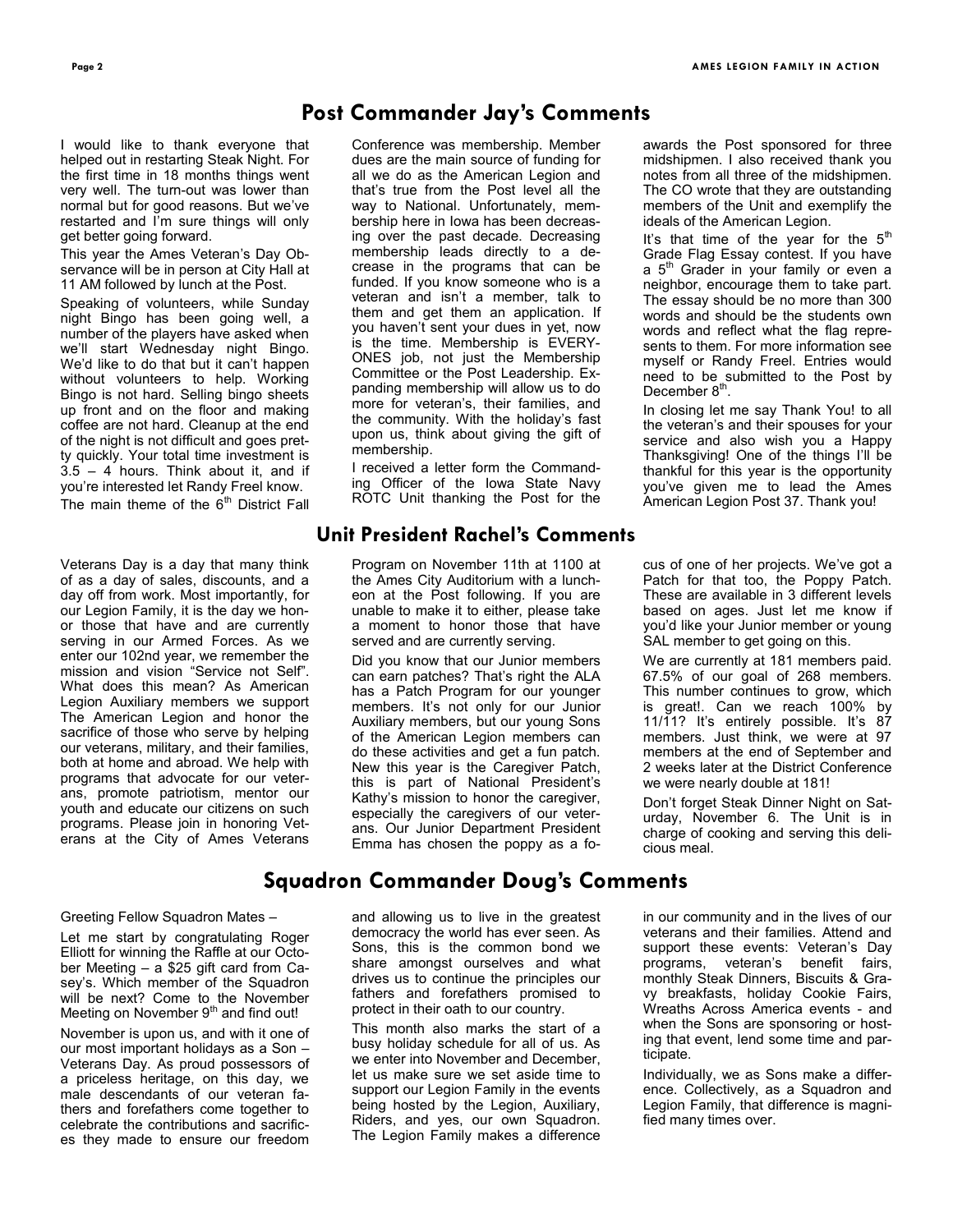## Post Commander Jay's Comments

I would like to thank everyone that helped out in restarting Steak Night. For the first time in 18 months things went very well. The turn-out was lower than normal but for good reasons. But we've restarted and I'm sure things will only get better going forward.

This year the Ames Veteran's Day Observance will be in person at City Hall at 11 AM followed by lunch at the Post.

Speaking of volunteers, while Sunday night Bingo has been going well, a number of the players have asked when we'll start Wednesday night Bingo. We'd like to do that but it can't happen without volunteers to help. Working Bingo is not hard. Selling bingo sheets up front and on the floor and making coffee are not hard. Cleanup at the end of the night is not difficult and goes pretty quickly. Your total time investment is 3.5 – 4 hours. Think about it, and if you're interested let Randy Freel know.

The main theme of the 6th District Fall Conference was membership. Member dues are the main source of funding for all we do as the American Legion and that's true from the Post level all the way to National. Unfortunately, membership here in Iowa has been decreasing over the past decade. Decreasing membership leads directly to a decrease in the programs that can be funded. If you know someone who is a veteran and isn't a member, talk to them and get them an application. If you haven't sent your dues in yet, now is the time. Membership is EVERYONES job, not just the Membership Committee or the Post Leadership. Expanding membership will allow us to do more for veteran's, their families, and the community. With the holiday's fast upon us, think about giving the gift of membership.

I received a letter form the Commanding Officer of the Iowa State Navy ROTC Unit thanking the Post for the awards the Post sponsored for three midshipmen. I also received thank you notes from all three of the midshipmen. The CO wrote that they are outstanding members of the Unit and exemplify the ideals of the American Legion.

It's that time of the year for the 5th Grade Flag Essay contest. If you have a 5th Grader in your family or even a neighbor, encourage them to take part. The essay should be no more than 300 words and should be the students own words and reflect what the flag represents to them. For more information see myself or Randy Freel. Entries would need to be submitted to the Post by December 8th.

In closing let me say Thank You! to all the veteran's and their spouses for your service and also wish you a Happy Thanksgiving! One of the things I'll be thankful for this year is the opportunity you've given me to lead the Ames American Legion Post 37. Thank you!

## Unit President Rachel's Comments

Veterans Day is a day that many think of as a day of sales, discounts, and a day off from work. Most importantly, for our Legion Family, it is the day we honor those that have and are currently serving in our Armed Forces. As we enter our 102nd year, we remember the mission and vision "Service not Self". What does this mean? As American Legion Auxiliary members we support The American Legion and honor the sacrifice of those who serve by helping our veterans, military, and their families, both at home and abroad. We help with programs that advocate for our veterans, promote patriotism, mentor our youth and educate our citizens on such programs. Please join in honoring Veterans at the City of Ames Veterans Program on November 11th at 1100 at the Ames City Auditorium with a luncheon at the Post following. If you are unable to make it to either, please take a moment to honor those that have served and are currently serving.

Did you know that our Junior members can earn patches? That's right the ALA has a Patch Program for our younger members. It's not only for our Junior Auxiliary members, but our young Sons of the American Legion members can do these activities and get a fun patch. New this year is the Caregiver Patch, this is part of National President's Kathy's mission to honor the caregiver, especially the caregivers of our veterans. Our Junior Department President Emma has chosen the poppy as a focus of one of her projects. We've got a Patch for that too, the Poppy Patch. These are available in 3 different levels based on ages. Just let me know if you'd like your Junior member or young SAL member to get going on this.

We are currently at 181 members paid. 67.5% of our goal of 268 members. This number continues to grow, which is great!. Can we reach 100% by 11/11? It's entirely possible. It's 87 members. Just think, we were at 97 members at the end of September and 2 weeks later at the District Conference we were nearly double at 181!

Don't forget Steak Dinner Night on Saturday, November 6. The Unit is in charge of cooking and serving this delicious meal.

## Squadron Commander Doug's Comments

Greeting Fellow Squadron Mates –

Let me start by congratulating Roger Elliott for winning the Raffle at our October Meeting – a $25 gift card from Casey's. Which member of the Squadron will be next? Come to the November Meeting on November 9th and find out!

November is upon us, and with it one of our most important holidays as a Son – Veterans Day. As proud possessors of a priceless heritage, on this day, we male descendants of our veteran fathers and forefathers come together to celebrate the contributions and sacrifices they made to ensure our freedom and allowing us to live in the greatest democracy the world has ever seen. As Sons, this is the common bond we share amongst ourselves and what drives us to continue the principles our fathers and forefathers promised to protect in their oath to our country.

This month also marks the start of a busy holiday schedule for all of us. As we enter into November and December, let us make sure we set aside time to support our Legion Family in the events being hosted by the Legion, Auxiliary, Riders, and yes, our own Squadron. The Legion Family makes a difference in our community and in the lives of our veterans and their families. Attend and support these events: Veteran's Day programs, veteran's benefit fairs, monthly Steak Dinners, Biscuits & Gravy breakfasts, holiday Cookie Fairs, Wreaths Across America events - and when the Sons are sponsoring or hosting that event, lend some time and participate.

Individually, we as Sons make a difference. Collectively, as a Squadron and Legion Family, that difference is magnified many times over.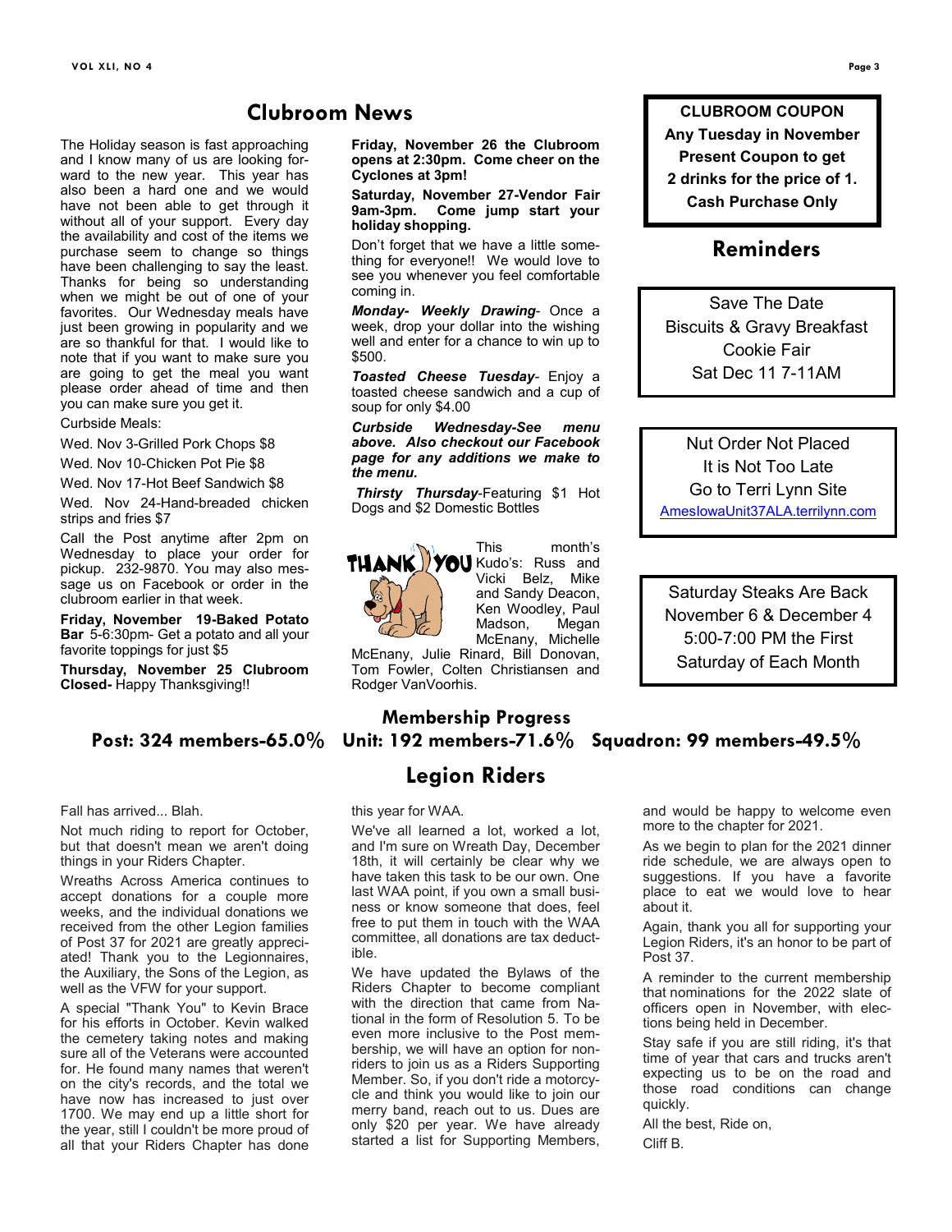## Clubroom News

The Holiday season is fast approaching and I know many of us are looking forward to the new year. This year has also been a hard one and we would have not been able to get through it without all of your support. Every day the availability and cost of the items we purchase seem to change so things have been challenging to say the least. Thanks for being so understanding when we might be out of one of your favorites. Our Wednesday meals have just been growing in popularity and we are so thankful for that. I would like to note that if you want to make sure you are going to get the meal you want please order ahead of time and then you can make sure you get it.

Curbside Meals:

Wed. Nov 3-Grilled Pork Chops $8

Wed. Nov 10-Chicken Pot Pie $8

Wed. Nov 17-Hot Beef Sandwich $8

Wed. Nov 24-Hand-breaded chicken strips and fries $7

Call the Post anytime after 2pm on Wednesday to place your order for pickup. 232-9870. You may also message us on Facebook or order in the clubroom earlier in that week.

**Friday, November 19-Baked Potato Bar** 5-6:30pm- Get a potato and all your favorite toppings for just $5

**Thursday, November 25 Clubroom Closed-** Happy Thanksgiving!!

**Friday, November 26 the Clubroom opens at 2:30pm. Come cheer on the Cyclones at 3pm!**

**Saturday, November 27-Vendor Fair 9am-3pm. Come jump start your holiday shopping.**

Don't forget that we have a little something for everyone!! We would love to see you whenever you feel comfortable coming in.

***Monday- Weekly Drawing***- Once a week, drop your dollar into the wishing well and enter for a chance to win up to $500.

***Toasted Cheese Tuesday***- Enjoy a toasted cheese sandwich and a cup of soup for only $4.00

***Curbside Wednesday-See menu above. Also checkout our Facebook page for any additions we make to the menu.***

***Thirsty Thursday***-Featuring $1 Hot Dogs and $2 Domestic Bottles

THANK YOU

This month's Kudo's: Russ and Vicki Belz, Mike and Sandy Deacon, Ken Woodley, Paul Madson, Megan McEnany, Michelle McEnany, Julie Rinard, Bill Donovan, Tom Fowler, Colten Christiansen and Rodger VanVoorhis.

**CLUBROOM COUPON**
**Any Tuesday in November**
**Present Coupon to get**
**2 drinks for the price of 1.**
**Cash Purchase Only**

## Reminders

Save The Date
Biscuits & Gravy Breakfast
Cookie Fair
Sat Dec 11 7-11AM

Nut Order Not Placed
It is Not Too Late
Go to Terri Lynn Site
AmesIowaUnit37ALA.terrilynn.com

Saturday Steaks Are Back
November 6 & December 4
5:00-7:00 PM the First
Saturday of Each Month

## Membership Progress

**Post: 324 members-65.0%  Unit: 192 members-71.6%  Squadron: 99 members-49.5%**

## Legion Riders

Fall has arrived... Blah.

Not much riding to report for October, but that doesn't mean we aren't doing things in your Riders Chapter.

Wreaths Across America continues to accept donations for a couple more weeks, and the individual donations we received from the other Legion families of Post 37 for 2021 are greatly appreciated! Thank you to the Legionnaires, the Auxiliary, the Sons of the Legion, as well as the VFW for your support.

A special "Thank You" to Kevin Brace for his efforts in October. Kevin walked the cemetery taking notes and making sure all of the Veterans were accounted for. He found many names that weren't on the city's records, and the total we have now has increased to just over 1700. We may end up a little short for the year, still I couldn't be more proud of all that your Riders Chapter has done this year for WAA.

We've all learned a lot, worked a lot, and I'm sure on Wreath Day, December 18th, it will certainly be clear why we have taken this task to be our own. One last WAA point, if you own a small business or know someone that does, feel free to put them in touch with the WAA committee, all donations are tax deductible.

We have updated the Bylaws of the Riders Chapter to become compliant with the direction that came from National in the form of Resolution 5. To be even more inclusive to the Post membership, we will have an option for non-riders to join us as a Riders Supporting Member. So, if you don't ride a motorcycle and think you would like to join our merry band, reach out to us. Dues are only $20 per year. We have already started a list for Supporting Members, and would be happy to welcome even more to the chapter for 2021.

As we begin to plan for the 2021 dinner ride schedule, we are always open to suggestions. If you have a favorite place to eat we would love to hear about it.

Again, thank you all for supporting your Legion Riders, it's an honor to be part of Post 37.

A reminder to the current membership that nominations for the 2022 slate of officers open in November, with elections being held in December.

Stay safe if you are still riding, it's that time of year that cars and trucks aren't expecting us to be on the road and those road conditions can change quickly.

All the best, Ride on,

Cliff B.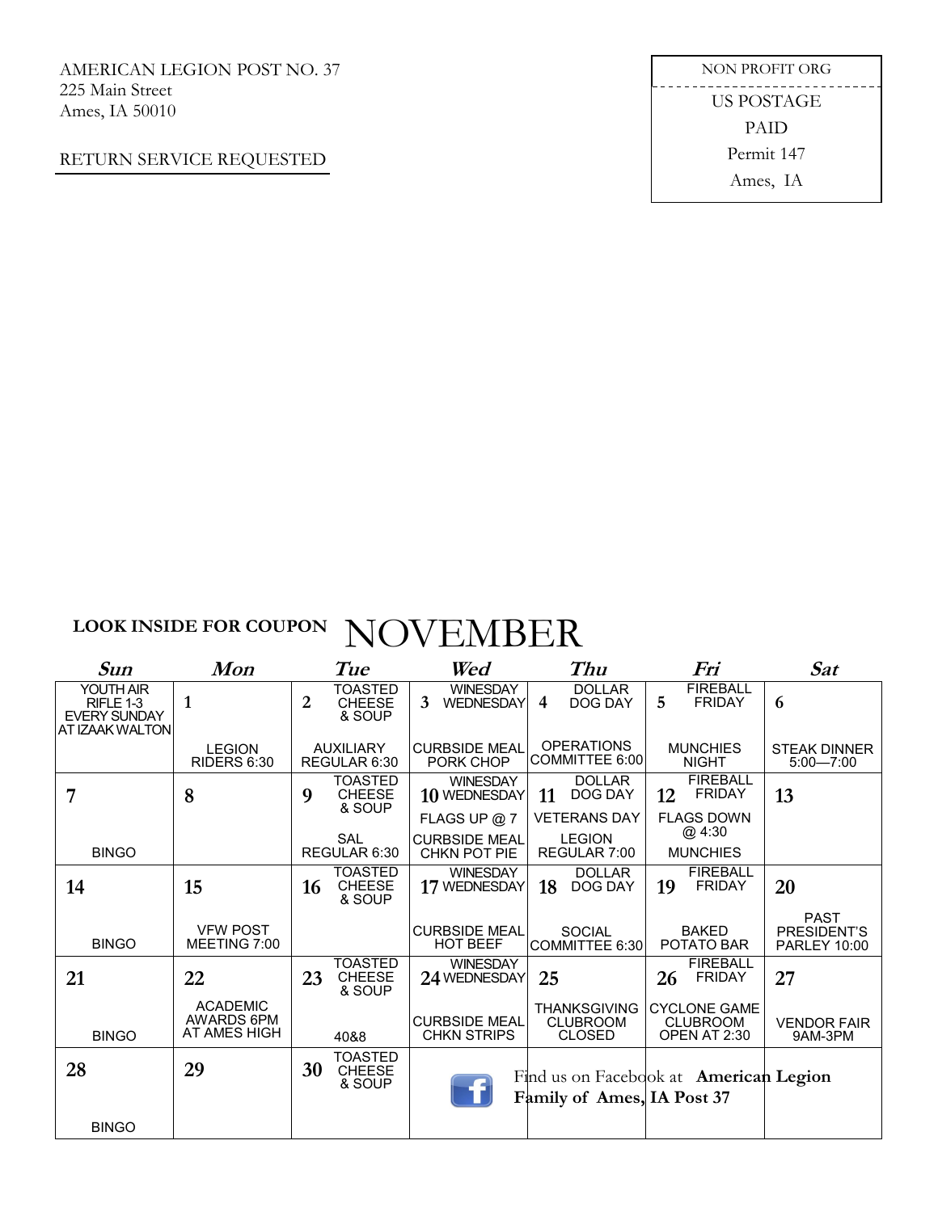AMERICAN LEGION POST NO. 37
225 Main Street
Ames, IA 50010

RETURN SERVICE REQUESTED

NON PROFIT ORG
US POSTAGE
PAID
Permit 147
Ames, IA

**LOOK INSIDE FOR COUPON**

# NOVEMBER

| Sun | Mon | Tue | Wed | Thu | Fri | Sat |
|---|---|---|---|---|---|---|
| YOUTH AIR RIFLE 1-3 EVERY SUNDAY AT IZAAK WALTON | 1<br>LEGION RIDERS 6:30 | 2 TOASTED CHEESE & SOUP<br>AUXILIARY REGULAR 6:30 | 3 WINESDAY WEDNESDAY<br>CURBSIDE MEAL PORK CHOP | 4 DOLLAR DOG DAY<br>OPERATIONS COMMITTEE 6:00 | 5 FIREBALL FRIDAY<br>MUNCHIES NIGHT | 6<br>STEAK DINNER 5:00—7:00 |
| 7<br>BINGO | 8 | 9 TOASTED CHEESE & SOUP<br>SAL REGULAR 6:30 | 10 WINESDAY WEDNESDAY<br>FLAGS UP @ 7<br>CURBSIDE MEAL CHKN POT PIE | 11 DOLLAR DOG DAY<br>VETERANS DAY<br>LEGION REGULAR 7:00 | 12 FIREBALL FRIDAY<br>FLAGS DOWN @ 4:30<br>MUNCHIES | 13 |
| 14<br>BINGO | 15<br>VFW POST MEETING 7:00 | 16 TOASTED CHEESE & SOUP | 17 WINESDAY WEDNESDAY<br>CURBSIDE MEAL HOT BEEF | 18 DOLLAR DOG DAY<br>SOCIAL COMMITTEE 6:30 | 19 FIREBALL FRIDAY<br>BAKED POTATO BAR | 20<br>PAST PRESIDENT'S PARLEY 10:00 |
| 21<br>BINGO | 22<br>ACADEMIC AWARDS 6PM AT AMES HIGH | 23 TOASTED CHEESE & SOUP<br>40&8 | 24 WINESDAY WEDNESDAY<br>CURBSIDE MEAL CHKN STRIPS | 25<br>THANKSGIVING CLUBROOM CLOSED | 26 FIREBALL FRIDAY<br>CYCLONE GAME CLUBROOM OPEN AT 2:30 | 27<br>VENDOR FAIR 9AM-3PM |
| 28<br>BINGO | 29 | 30 TOASTED CHEESE & SOUP | | | | |

Find us on Facebook at **American Legion Family of Ames, IA Post 37**